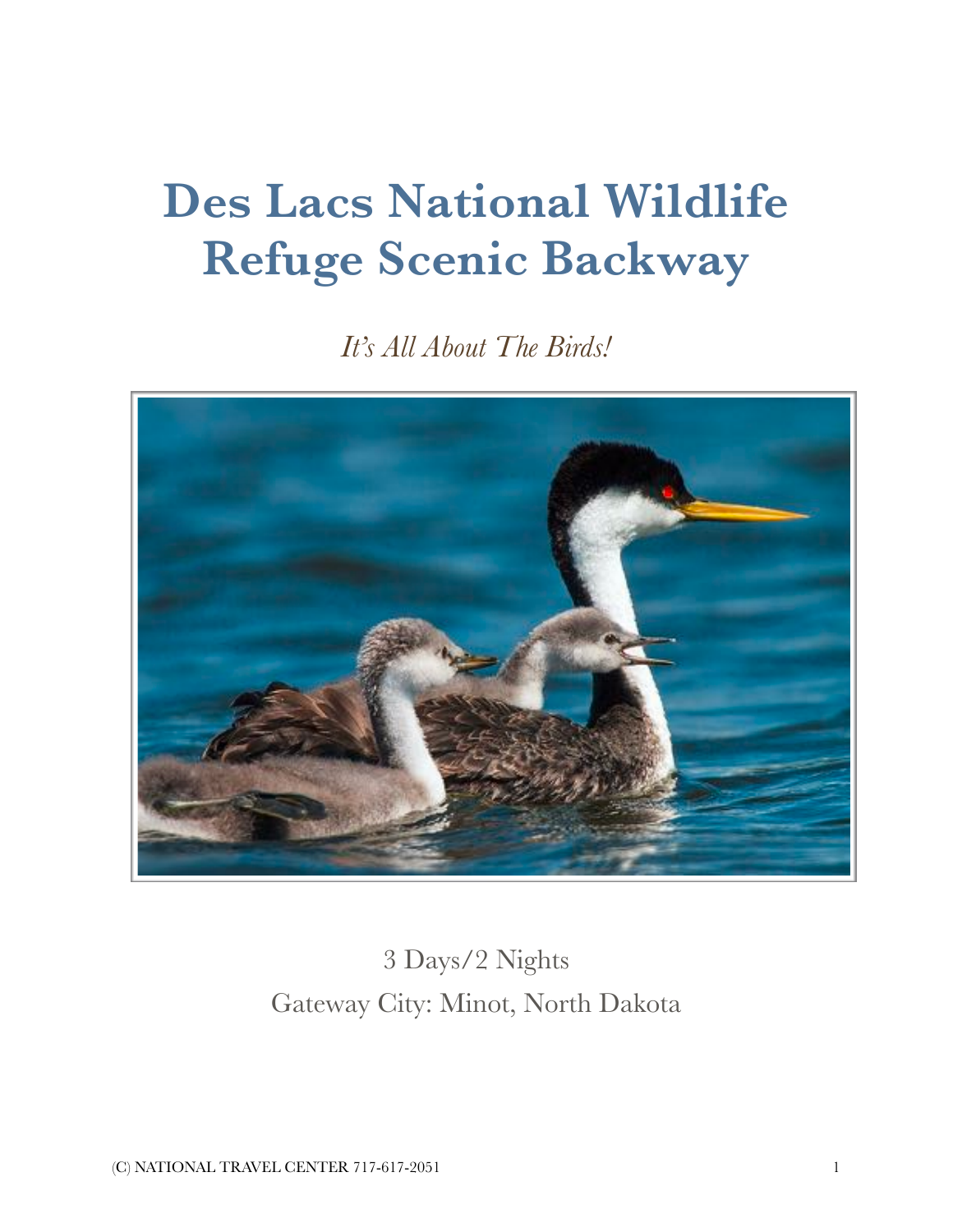# Des Lacs National Wildlife Refuge Scenic Backway

*It's All About The Birds!*

3 Days/2 Nights

Gateway City: Minot, North Dakota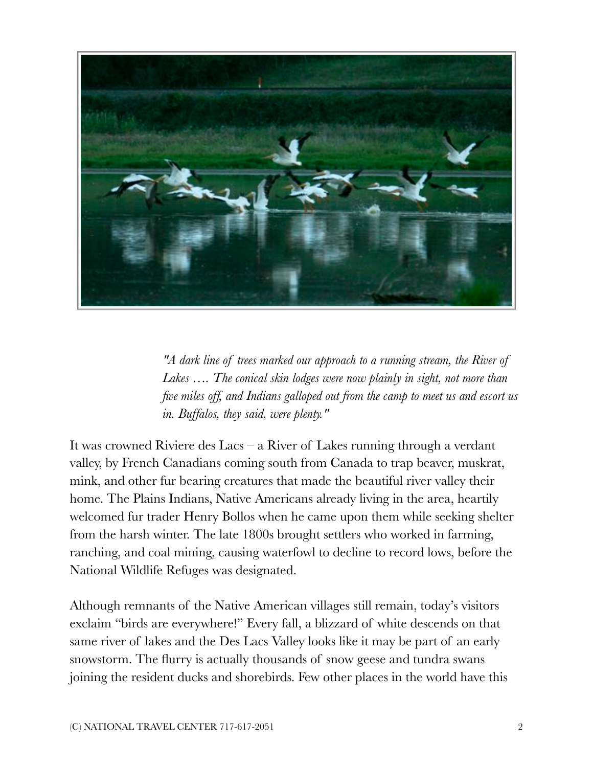*"A dark line of trees marked our approach to a running stream, the River of Lakes …. The conical skin lodges were now plainly in sight, not more than five miles off, and Indians galloped out from the camp to meet us and escort us in. Buffalos, they said, were plenty."*

It was crowned Riviere des Lacs – a River of Lakes running through a verdant valley, by French Canadians coming south from Canada to trap beaver, muskrat, mink, and other fur bearing creatures that made the beautiful river valley their home. The Plains Indians, Native Americans already living in the area, heartily welcomed fur trader Henry Bollos when he came upon them while seeking shelter from the harsh winter. The late 1800s brought settlers who worked in farming, ranching, and coal mining, causing waterfowl to decline to record lows, before the National Wildlife Refuges was designated.

Although remnants of the Native American villages still remain, today's visitors exclaim "birds are everywhere!" Every fall, a blizzard of white descends on that same river of lakes and the Des Lacs Valley looks like it may be part of an early snowstorm. The flurry is actually thousands of snow geese and tundra swans joining the resident ducks and shorebirds. Few other places in the world have this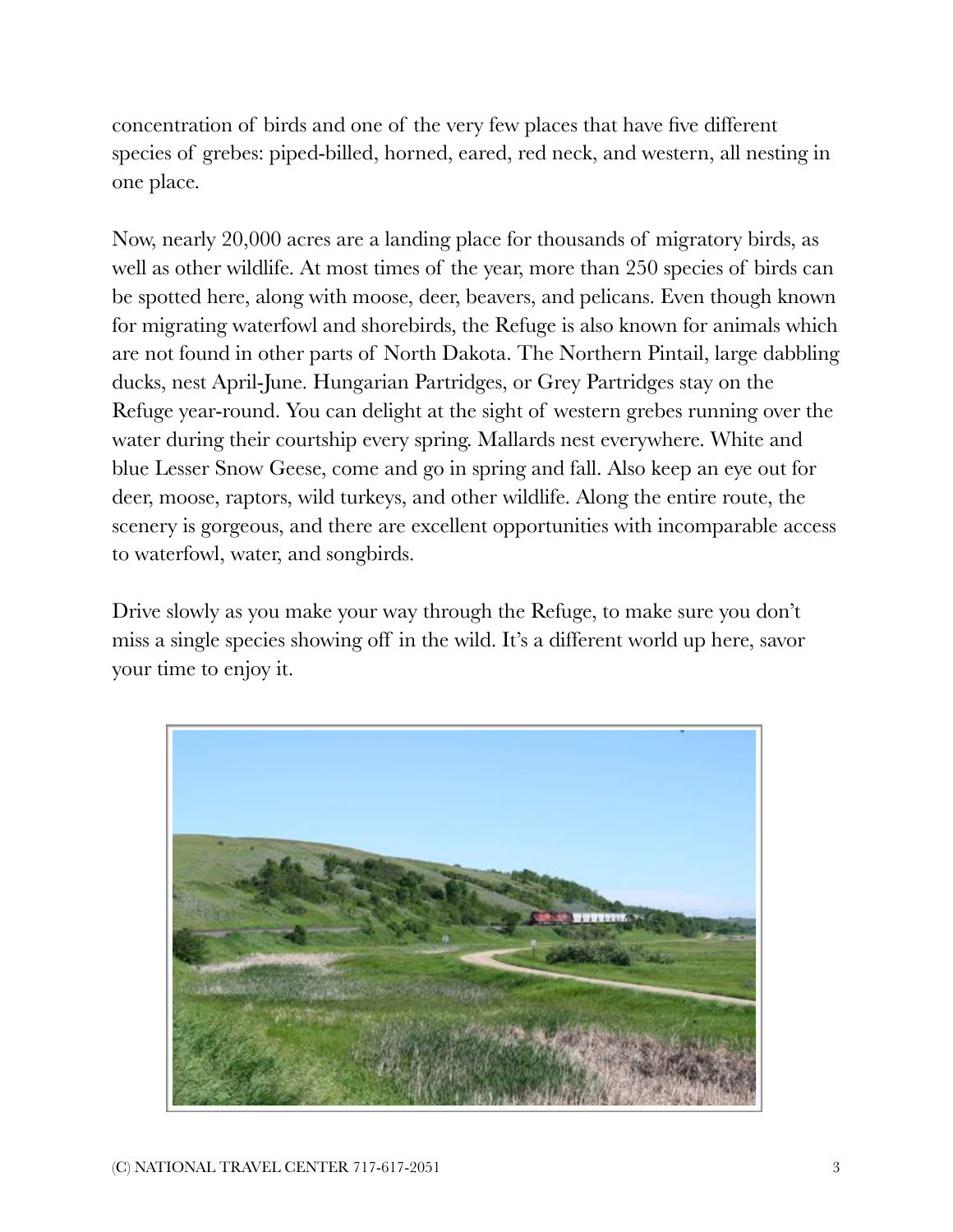concentration of birds and one of the very few places that have five different species of grebes: piped-billed, horned, eared, red neck, and western, all nesting in one place.

Now, nearly 20,000 acres are a landing place for thousands of migratory birds, as well as other wildlife. At most times of the year, more than 250 species of birds can be spotted here, along with moose, deer, beavers, and pelicans. Even though known for migrating waterfowl and shorebirds, the Refuge is also known for animals which are not found in other parts of North Dakota. The Northern Pintail, large dabbling ducks, nest April-June. Hungarian Partridges, or Grey Partridges stay on the Refuge year-round. You can delight at the sight of western grebes running over the water during their courtship every spring. Mallards nest everywhere. White and blue Lesser Snow Geese, come and go in spring and fall. Also keep an eye out for deer, moose, raptors, wild turkeys, and other wildlife. Along the entire route, the scenery is gorgeous, and there are excellent opportunities with incomparable access to waterfowl, water, and songbirds.

Drive slowly as you make your way through the Refuge, to make sure you don't miss a single species showing off in the wild. It's a different world up here, savor your time to enjoy it.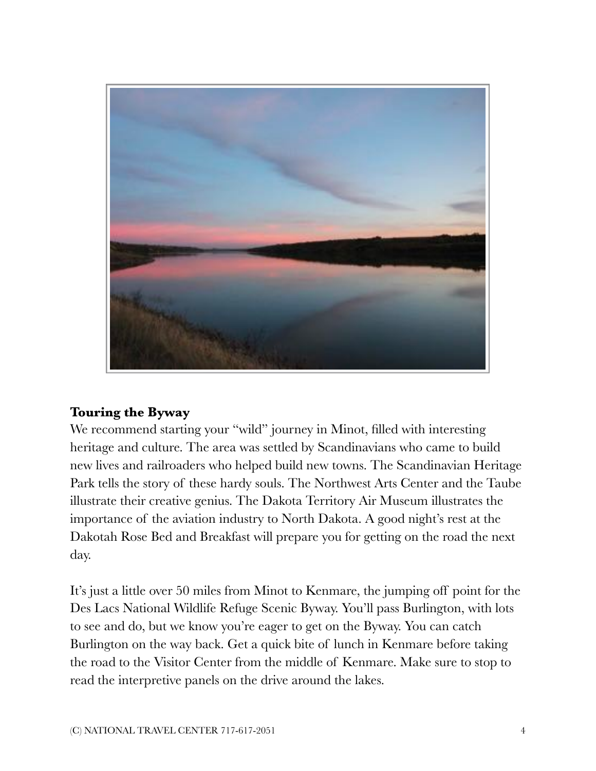## Touring the Byway

We recommend starting your "wild" journey in Minot, filled with interesting heritage and culture. The area was settled by Scandinavians who came to build new lives and railroaders who helped build new towns. The Scandinavian Heritage Park tells the story of these hardy souls. The Northwest Arts Center and the Taube illustrate their creative genius. The Dakota Territory Air Museum illustrates the importance of the aviation industry to North Dakota. A good night's rest at the Dakotah Rose Bed and Breakfast will prepare you for getting on the road the next day.

It's just a little over 50 miles from Minot to Kenmare, the jumping off point for the Des Lacs National Wildlife Refuge Scenic Byway. You'll pass Burlington, with lots to see and do, but we know you're eager to get on the Byway. You can catch Burlington on the way back. Get a quick bite of lunch in Kenmare before taking the road to the Visitor Center from the middle of Kenmare. Make sure to stop to read the interpretive panels on the drive around the lakes.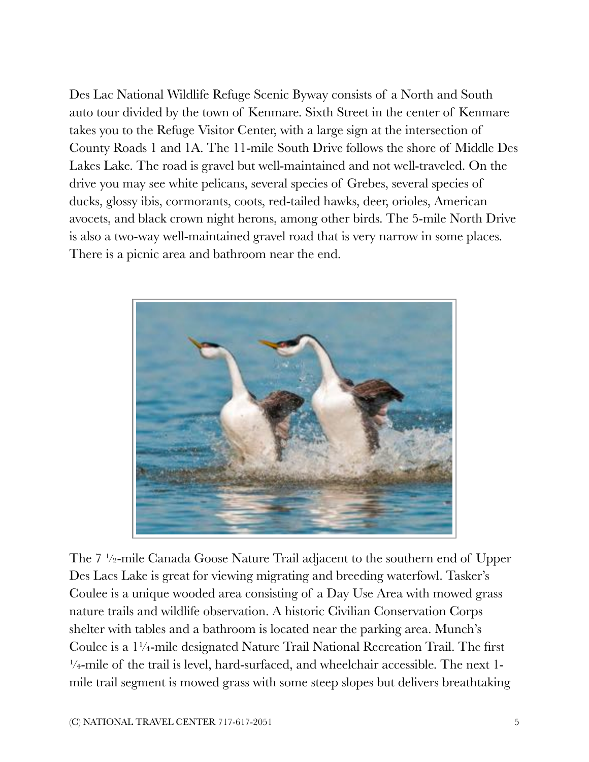Des Lac National Wildlife Refuge Scenic Byway consists of a North and South auto tour divided by the town of Kenmare. Sixth Street in the center of Kenmare takes you to the Refuge Visitor Center, with a large sign at the intersection of County Roads 1 and 1A. The 11-mile South Drive follows the shore of Middle Des Lakes Lake. The road is gravel but well-maintained and not well-traveled. On the drive you may see white pelicans, several species of Grebes, several species of ducks, glossy ibis, cormorants, coots, red-tailed hawks, deer, orioles, American avocets, and black crown night herons, among other birds. The 5-mile North Drive is also a two-way well-maintained gravel road that is very narrow in some places. There is a picnic area and bathroom near the end.

The 7 ½-mile Canada Goose Nature Trail adjacent to the southern end of Upper Des Lacs Lake is great for viewing migrating and breeding waterfowl. Tasker's Coulee is a unique wooded area consisting of a Day Use Area with mowed grass nature trails and wildlife observation. A historic Civilian Conservation Corps shelter with tables and a bathroom is located near the parking area. Munch's Coulee is a 1¼-mile designated Nature Trail National Recreation Trail. The first ¼-mile of the trail is level, hard-surfaced, and wheelchair accessible. The next 1-mile trail segment is mowed grass with some steep slopes but delivers breathtaking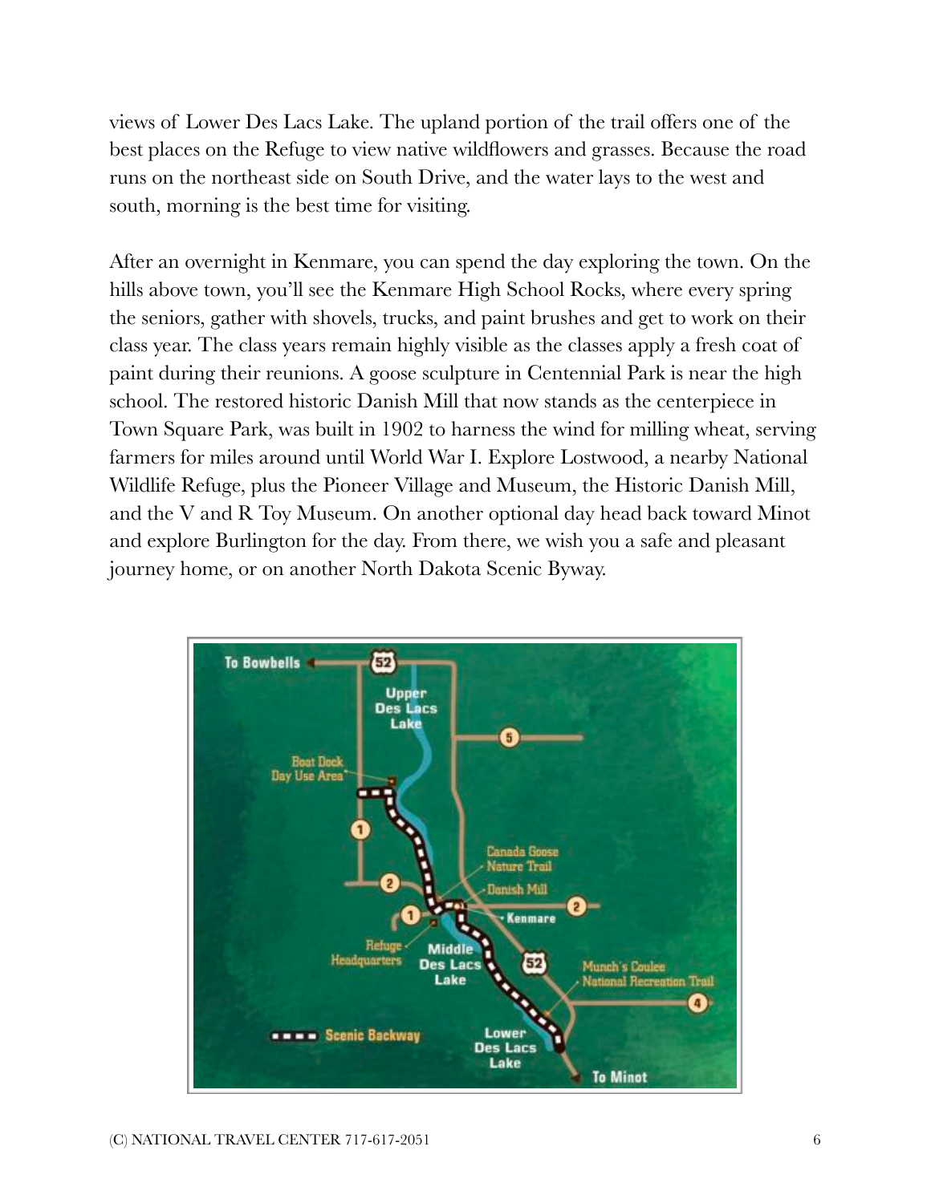views of Lower Des Lacs Lake. The upland portion of the trail offers one of the best places on the Refuge to view native wildflowers and grasses. Because the road runs on the northeast side on South Drive, and the water lays to the west and south, morning is the best time for visiting.

After an overnight in Kenmare, you can spend the day exploring the town. On the hills above town, you'll see the Kenmare High School Rocks, where every spring the seniors, gather with shovels, trucks, and paint brushes and get to work on their class year. The class years remain highly visible as the classes apply a fresh coat of paint during their reunions. A goose sculpture in Centennial Park is near the high school. The restored historic Danish Mill that now stands as the centerpiece in Town Square Park, was built in 1902 to harness the wind for milling wheat, serving farmers for miles around until World War I. Explore Lostwood, a nearby National Wildlife Refuge, plus the Pioneer Village and Museum, the Historic Danish Mill, and the V and R Toy Museum. On another optional day head back toward Minot and explore Burlington for the day. From there, we wish you a safe and pleasant journey home, or on another North Dakota Scenic Byway.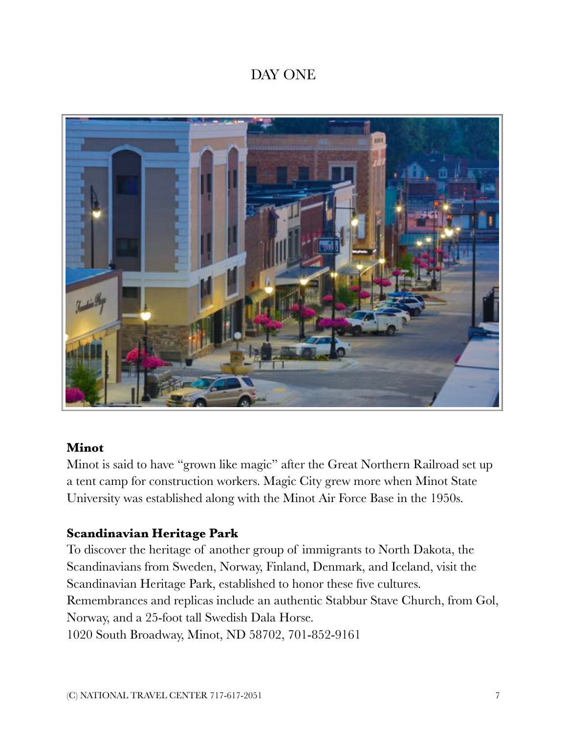# DAY ONE

**Minot**

Minot is said to have "grown like magic" after the Great Northern Railroad set up a tent camp for construction workers. Magic City grew more when Minot State University was established along with the Minot Air Force Base in the 1950s.

**Scandinavian Heritage Park**

To discover the heritage of another group of immigrants to North Dakota, the Scandinavians from Sweden, Norway, Finland, Denmark, and Iceland, visit the Scandinavian Heritage Park, established to honor these five cultures. Remembrances and replicas include an authentic Stabbur Stave Church, from Gol, Norway, and a 25-foot tall Swedish Dala Horse.
1020 South Broadway, Minot, ND 58702, 701-852-9161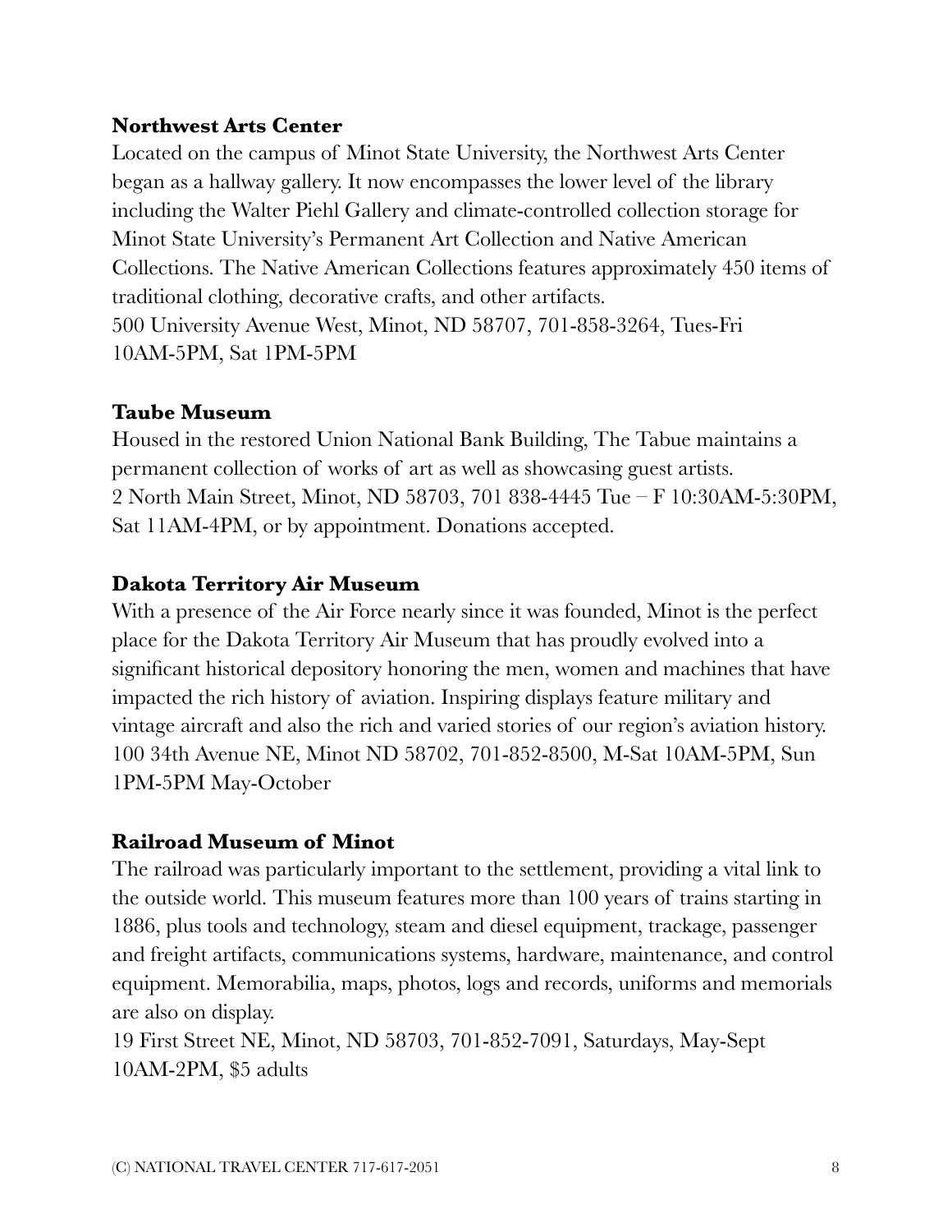**Northwest Arts Center**

Located on the campus of Minot State University, the Northwest Arts Center began as a hallway gallery. It now encompasses the lower level of the library including the Walter Piehl Gallery and climate-controlled collection storage for Minot State University's Permanent Art Collection and Native American Collections. The Native American Collections features approximately 450 items of traditional clothing, decorative crafts, and other artifacts.
500 University Avenue West, Minot, ND 58707, 701-858-3264, Tues-Fri 10AM-5PM, Sat 1PM-5PM

**Taube Museum**

Housed in the restored Union National Bank Building, The Tabue maintains a permanent collection of works of art as well as showcasing guest artists.
2 North Main Street, Minot, ND 58703, 701 838-4445 Tue – F 10:30AM-5:30PM, Sat 11AM-4PM, or by appointment. Donations accepted.

**Dakota Territory Air Museum**

With a presence of the Air Force nearly since it was founded, Minot is the perfect place for the Dakota Territory Air Museum that has proudly evolved into a significant historical depository honoring the men, women and machines that have impacted the rich history of aviation. Inspiring displays feature military and vintage aircraft and also the rich and varied stories of our region's aviation history.
100 34th Avenue NE, Minot ND 58702, 701-852-8500, M-Sat 10AM-5PM, Sun 1PM-5PM May-October

**Railroad Museum of Minot**

The railroad was particularly important to the settlement, providing a vital link to the outside world. This museum features more than 100 years of trains starting in 1886, plus tools and technology, steam and diesel equipment, trackage, passenger and freight artifacts, communications systems, hardware, maintenance, and control equipment. Memorabilia, maps, photos, logs and records, uniforms and memorials are also on display.
19 First Street NE, Minot, ND 58703, 701-852-7091, Saturdays, May-Sept 10AM-2PM, $5 adults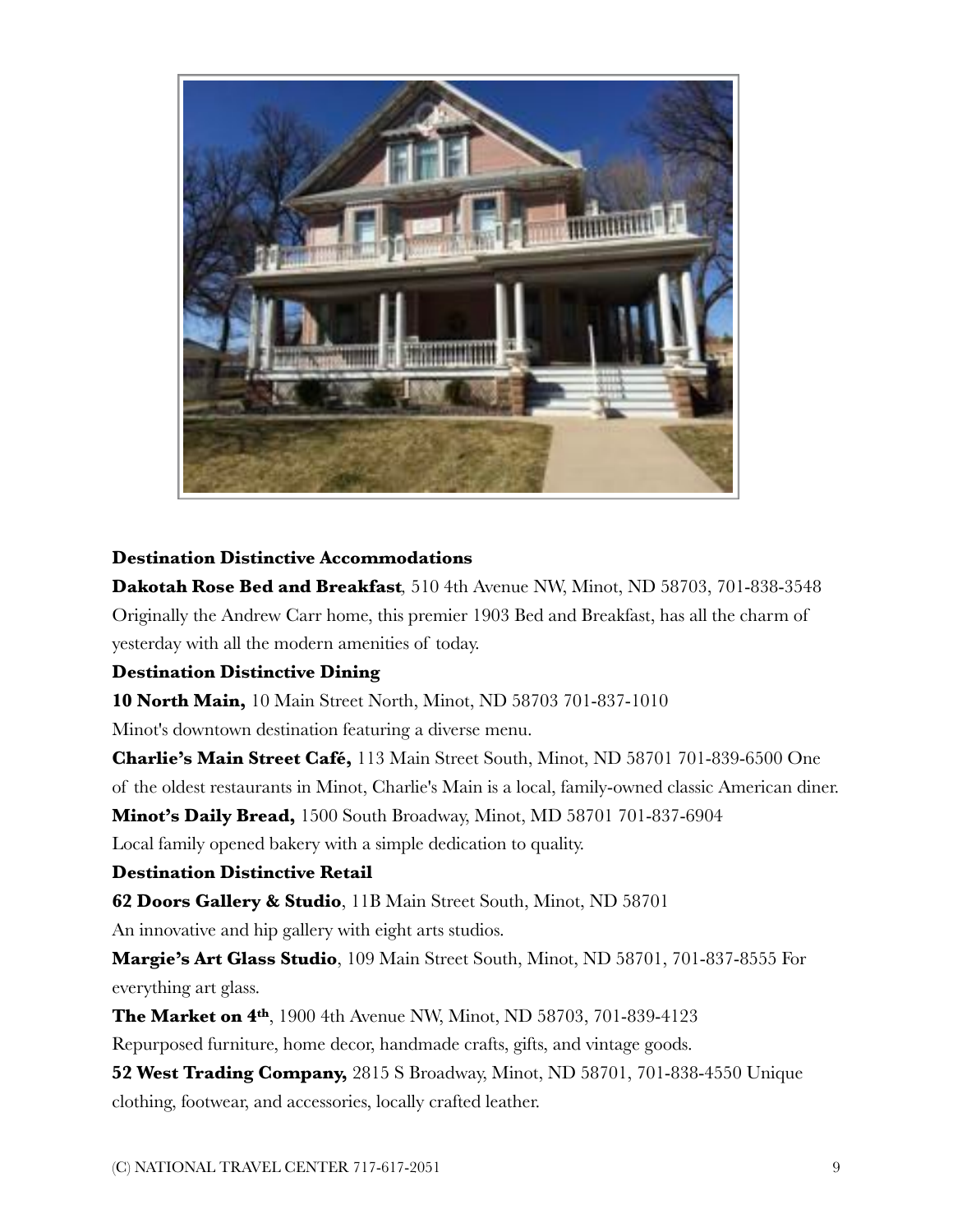**Destination Distinctive Accommodations**

**Dakotah Rose Bed and Breakfast**, 510 4th Avenue NW, Minot, ND 58703, 701-838-3548 Originally the Andrew Carr home, this premier 1903 Bed and Breakfast, has all the charm of yesterday with all the modern amenities of today.

**Destination Distinctive Dining**

**10 North Main,** 10 Main Street North, Minot, ND 58703 701-837-1010

Minot's downtown destination featuring a diverse menu.

**Charlie's Main Street Café,** 113 Main Street South, Minot, ND 58701 701-839-6500 One of the oldest restaurants in Minot, Charlie's Main is a local, family-owned classic American diner.

**Minot's Daily Bread,** 1500 South Broadway, Minot, MD 58701 701-837-6904

Local family opened bakery with a simple dedication to quality.

**Destination Distinctive Retail**

**62 Doors Gallery & Studio**, 11B Main Street South, Minot, ND 58701

An innovative and hip gallery with eight arts studios.

**Margie's Art Glass Studio**, 109 Main Street South, Minot, ND 58701, 701-837-8555 For everything art glass.

**The Market on 4th**, 1900 4th Avenue NW, Minot, ND 58703, 701-839-4123

Repurposed furniture, home decor, handmade crafts, gifts, and vintage goods.

**52 West Trading Company,** 2815 S Broadway, Minot, ND 58701, 701-838-4550 Unique clothing, footwear, and accessories, locally crafted leather.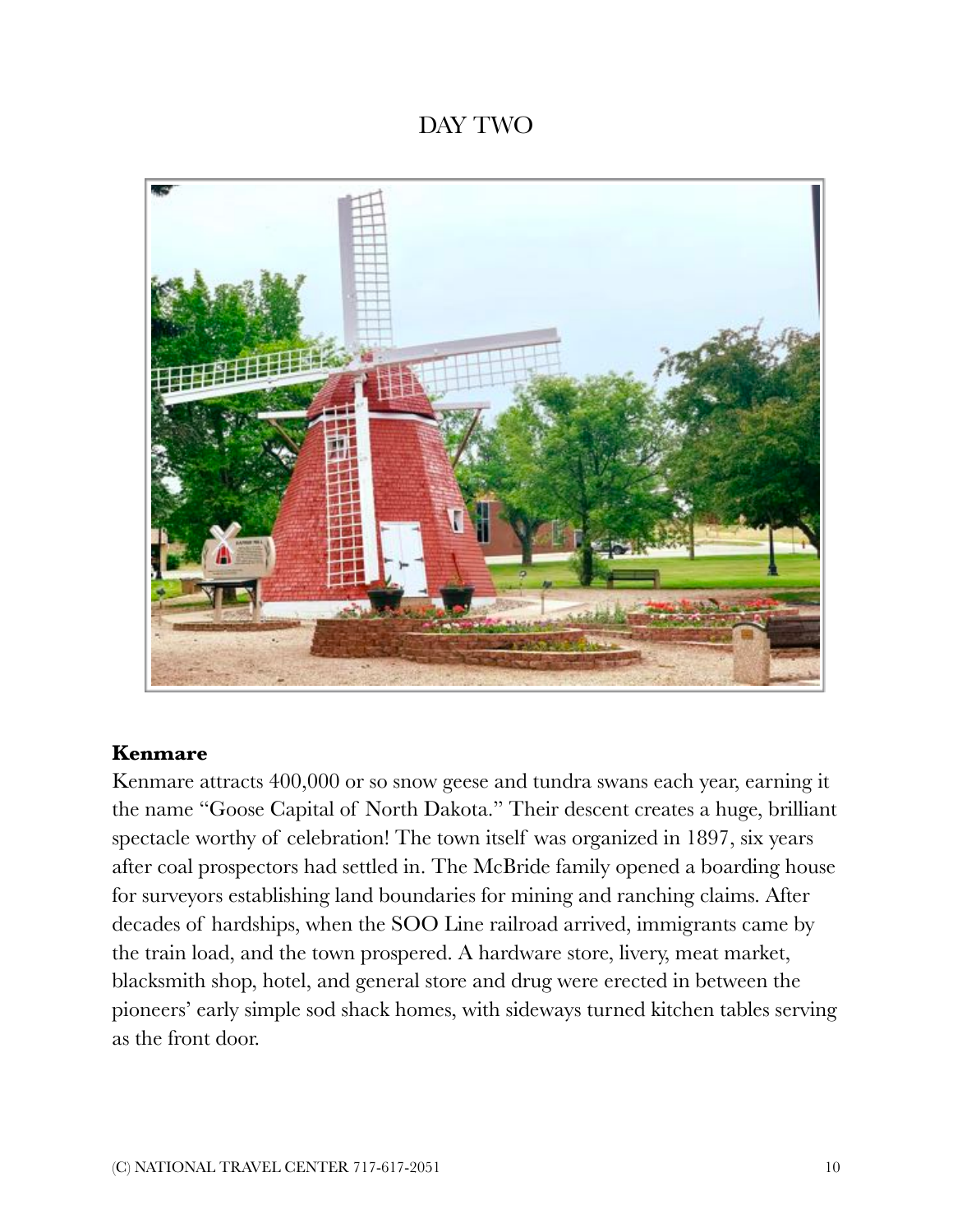# DAY TWO

**Kenmare**

Kenmare attracts 400,000 or so snow geese and tundra swans each year, earning it the name "Goose Capital of North Dakota." Their descent creates a huge, brilliant spectacle worthy of celebration! The town itself was organized in 1897, six years after coal prospectors had settled in. The McBride family opened a boarding house for surveyors establishing land boundaries for mining and ranching claims. After decades of hardships, when the SOO Line railroad arrived, immigrants came by the train load, and the town prospered. A hardware store, livery, meat market, blacksmith shop, hotel, and general store and drug were erected in between the pioneers' early simple sod shack homes, with sideways turned kitchen tables serving as the front door.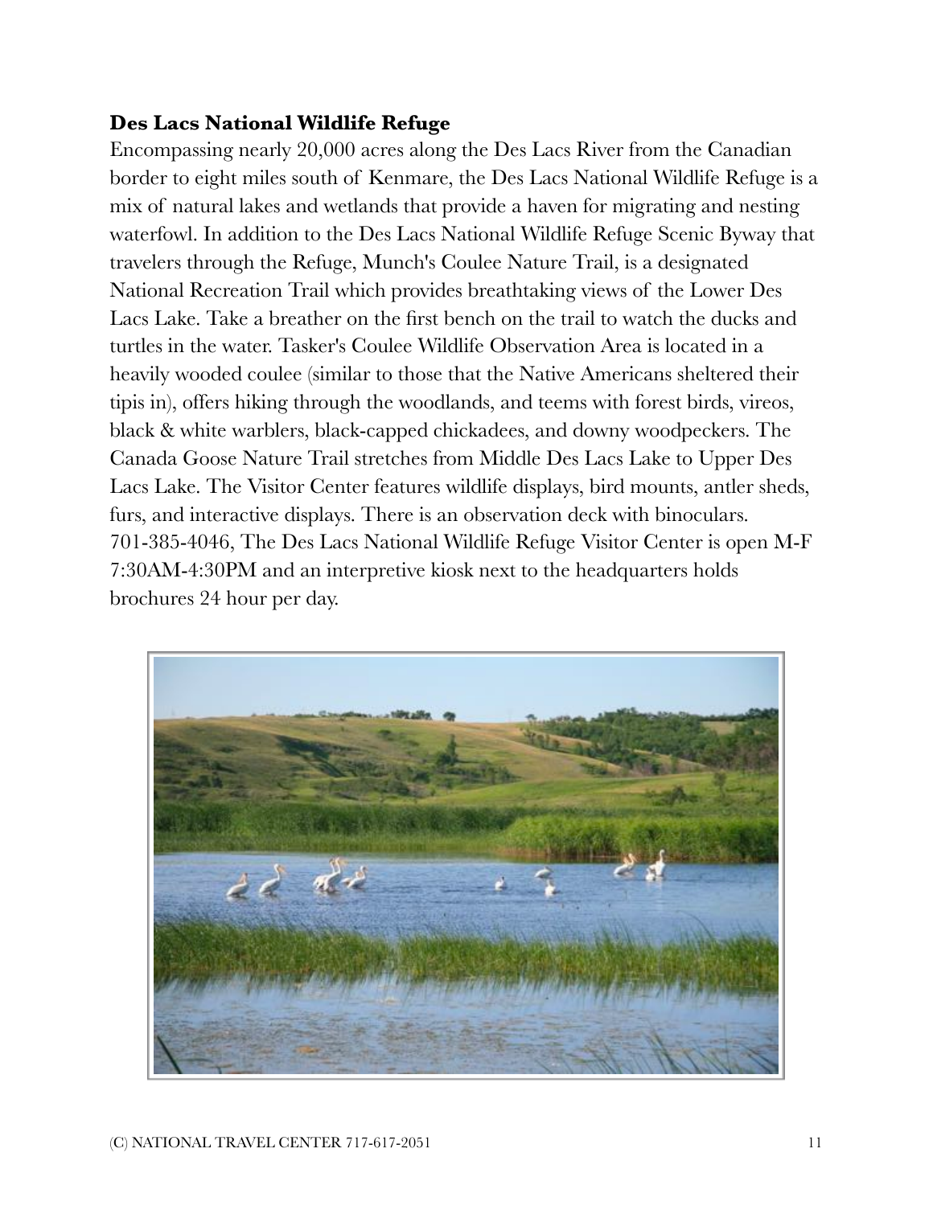**Des Lacs National Wildlife Refuge**

Encompassing nearly 20,000 acres along the Des Lacs River from the Canadian border to eight miles south of Kenmare, the Des Lacs National Wildlife Refuge is a mix of natural lakes and wetlands that provide a haven for migrating and nesting waterfowl. In addition to the Des Lacs National Wildlife Refuge Scenic Byway that travelers through the Refuge, Munch's Coulee Nature Trail, is a designated National Recreation Trail which provides breathtaking views of the Lower Des Lacs Lake. Take a breather on the first bench on the trail to watch the ducks and turtles in the water. Tasker's Coulee Wildlife Observation Area is located in a heavily wooded coulee (similar to those that the Native Americans sheltered their tipis in), offers hiking through the woodlands, and teems with forest birds, vireos, black & white warblers, black-capped chickadees, and downy woodpeckers. The Canada Goose Nature Trail stretches from Middle Des Lacs Lake to Upper Des Lacs Lake. The Visitor Center features wildlife displays, bird mounts, antler sheds, furs, and interactive displays. There is an observation deck with binoculars. 701-385-4046, The Des Lacs National Wildlife Refuge Visitor Center is open M-F 7:30AM-4:30PM and an interpretive kiosk next to the headquarters holds brochures 24 hour per day.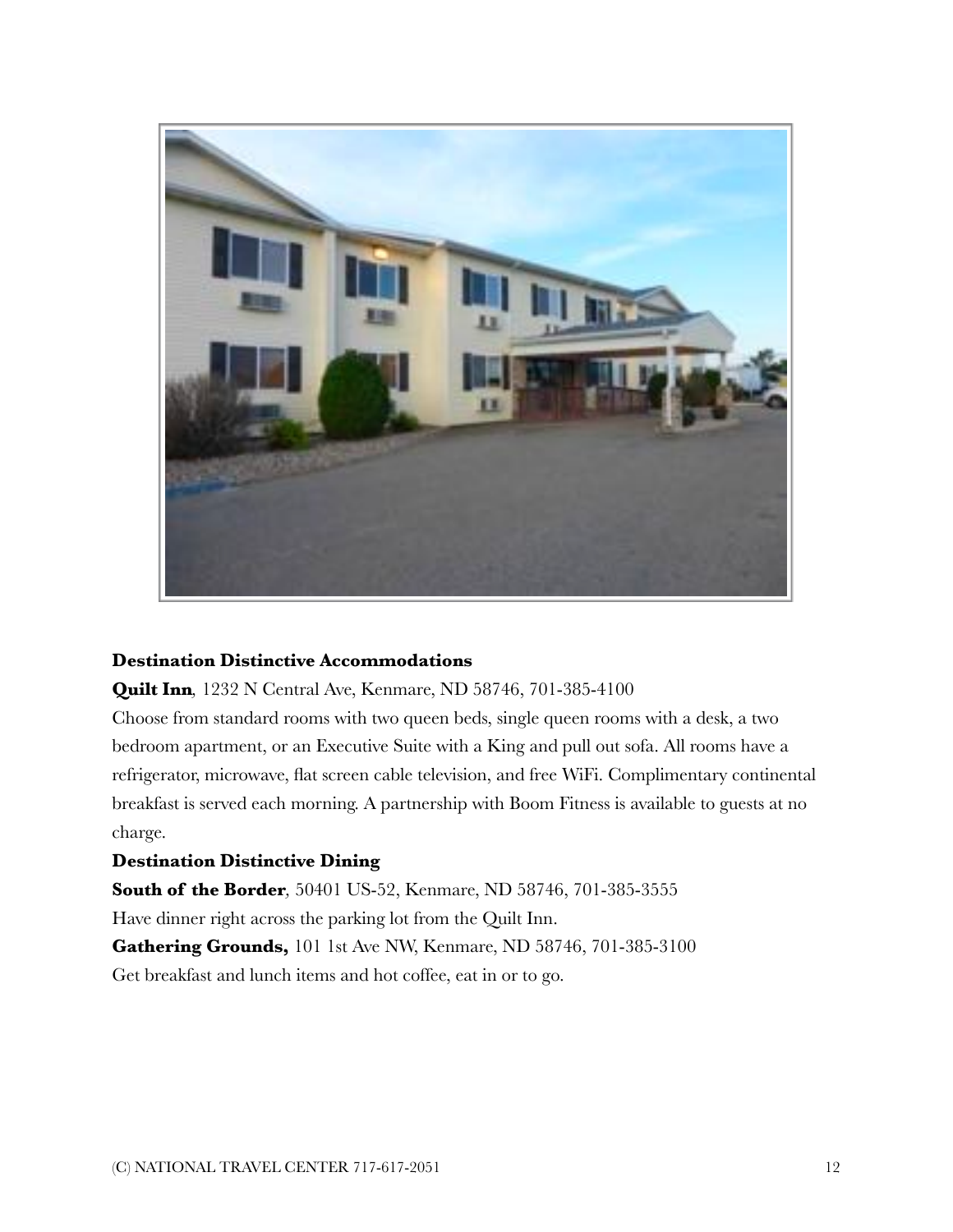**Destination Distinctive Accommodations**

**Quilt Inn**, 1232 N Central Ave, Kenmare, ND 58746, 701-385-4100

Choose from standard rooms with two queen beds, single queen rooms with a desk, a two bedroom apartment, or an Executive Suite with a King and pull out sofa. All rooms have a refrigerator, microwave, flat screen cable television, and free WiFi. Complimentary continental breakfast is served each morning. A partnership with Boom Fitness is available to guests at no charge.

**Destination Distinctive Dining**

**South of the Border**, 50401 US-52, Kenmare, ND 58746, 701-385-3555

Have dinner right across the parking lot from the Quilt Inn.

**Gathering Grounds,** 101 1st Ave NW, Kenmare, ND 58746, 701-385-3100

Get breakfast and lunch items and hot coffee, eat in or to go.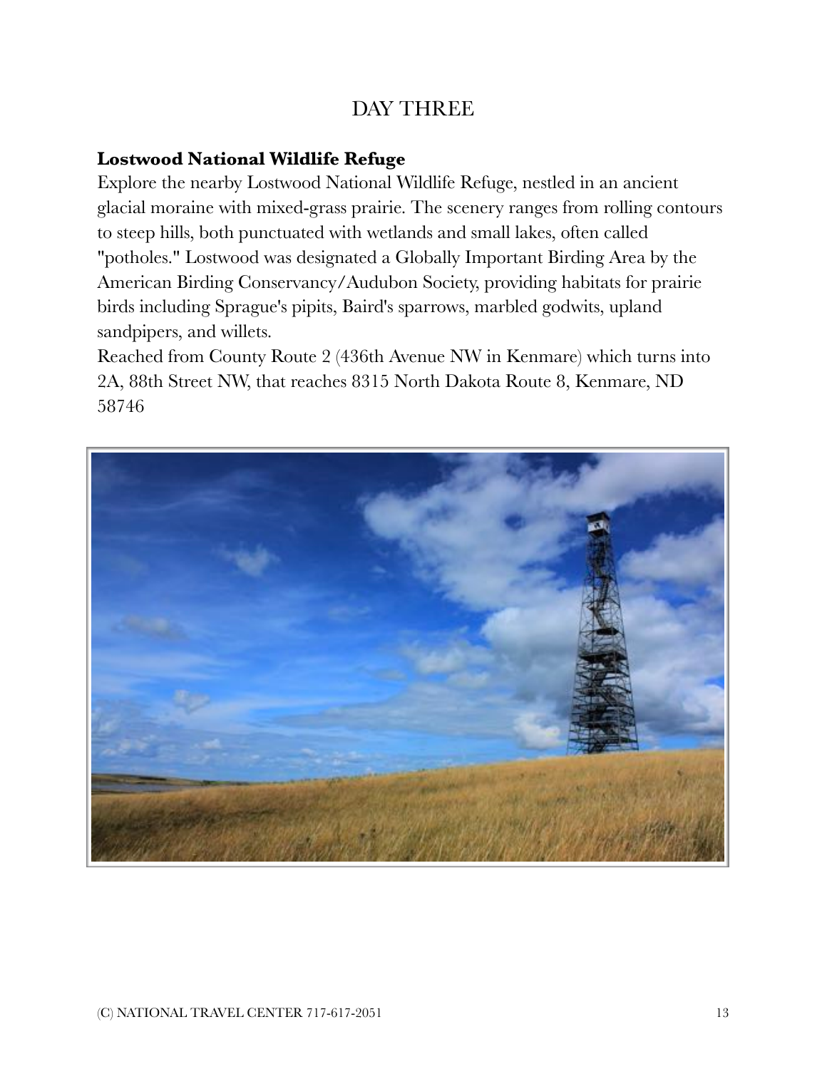# DAY THREE

**Lostwood National Wildlife Refuge**

Explore the nearby Lostwood National Wildlife Refuge, nestled in an ancient glacial moraine with mixed-grass prairie. The scenery ranges from rolling contours to steep hills, both punctuated with wetlands and small lakes, often called "potholes." Lostwood was designated a Globally Important Birding Area by the American Birding Conservancy/Audubon Society, providing habitats for prairie birds including Sprague's pipits, Baird's sparrows, marbled godwits, upland sandpipers, and willets.

Reached from County Route 2 (436th Avenue NW in Kenmare) which turns into 2A, 88th Street NW, that reaches 8315 North Dakota Route 8, Kenmare, ND 58746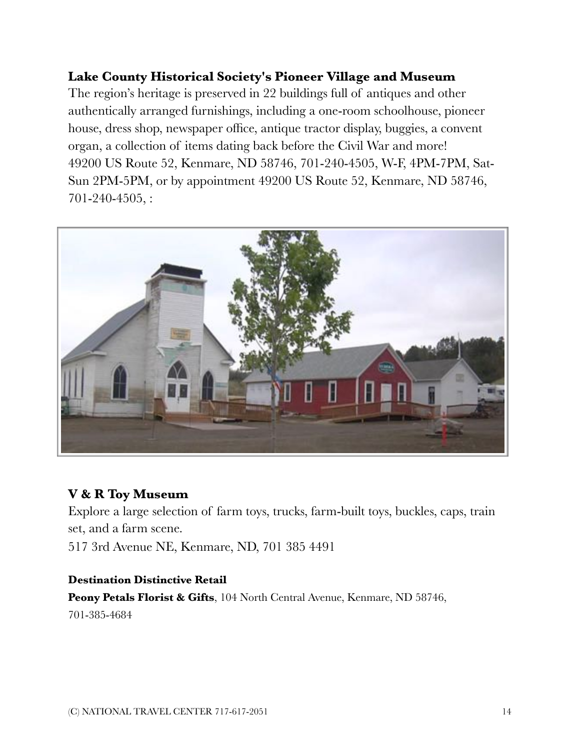**Lake County Historical Society's Pioneer Village and Museum**

The region's heritage is preserved in 22 buildings full of antiques and other authentically arranged furnishings, including a one-room schoolhouse, pioneer house, dress shop, newspaper office, antique tractor display, buggies, a convent organ, a collection of items dating back before the Civil War and more! 49200 US Route 52, Kenmare, ND 58746, 701-240-4505, W-F, 4PM-7PM, Sat-Sun 2PM-5PM, or by appointment 49200 US Route 52, Kenmare, ND 58746, 701-240-4505, :

**V & R Toy Museum**

Explore a large selection of farm toys, trucks, farm-built toys, buckles, caps, train set, and a farm scene.

517 3rd Avenue NE, Kenmare, ND, 701 385 4491

**Destination Distinctive Retail**

**Peony Petals Florist & Gifts**, 104 North Central Avenue, Kenmare, ND 58746, 701-385-4684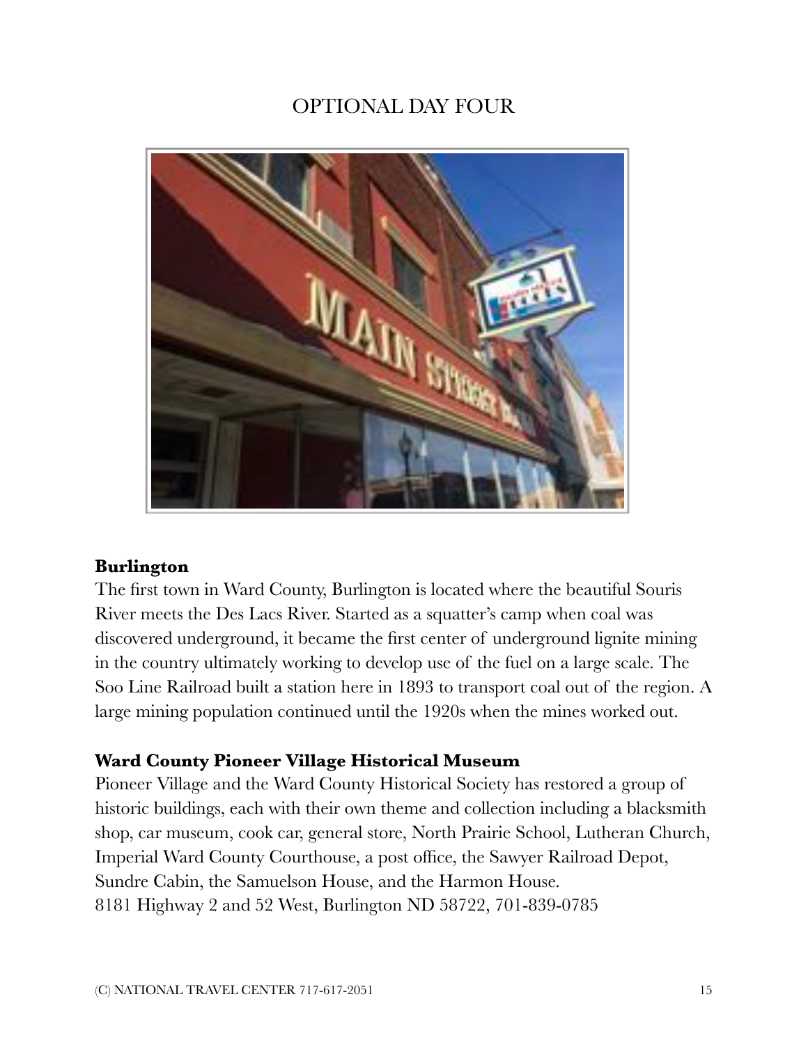# OPTIONAL DAY FOUR

**Burlington**

The first town in Ward County, Burlington is located where the beautiful Souris River meets the Des Lacs River. Started as a squatter's camp when coal was discovered underground, it became the first center of underground lignite mining in the country ultimately working to develop use of the fuel on a large scale. The Soo Line Railroad built a station here in 1893 to transport coal out of the region. A large mining population continued until the 1920s when the mines worked out.

**Ward County Pioneer Village Historical Museum**

Pioneer Village and the Ward County Historical Society has restored a group of historic buildings, each with their own theme and collection including a blacksmith shop, car museum, cook car, general store, North Prairie School, Lutheran Church, Imperial Ward County Courthouse, a post office, the Sawyer Railroad Depot, Sundre Cabin, the Samuelson House, and the Harmon House.
8181 Highway 2 and 52 West, Burlington ND 58722, 701-839-0785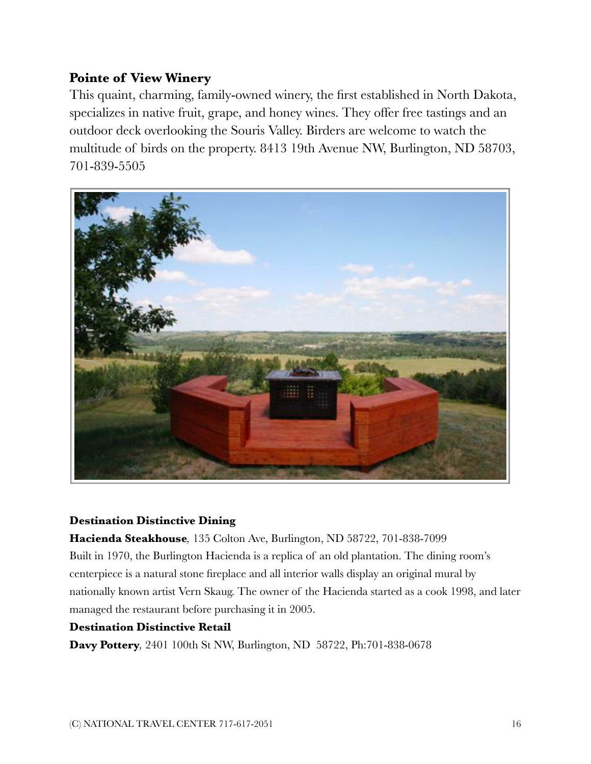### Pointe of View Winery

This quaint, charming, family-owned winery, the first established in North Dakota, specializes in native fruit, grape, and honey wines. They offer free tastings and an outdoor deck overlooking the Souris Valley. Birders are welcome to watch the multitude of birds on the property. 8413 19th Avenue NW, Burlington, ND 58703, 701-839-5505

**Destination Distinctive Dining**

**Hacienda Steakhouse**, 135 Colton Ave, Burlington, ND 58722, 701-838-7099
Built in 1970, the Burlington Hacienda is a replica of an old plantation. The dining room's centerpiece is a natural stone fireplace and all interior walls display an original mural by nationally known artist Vern Skaug. The owner of the Hacienda started as a cook 1998, and later managed the restaurant before purchasing it in 2005.

**Destination Distinctive Retail**

**Davy Pottery**, 2401 100th St NW, Burlington, ND 58722, Ph:701-838-0678